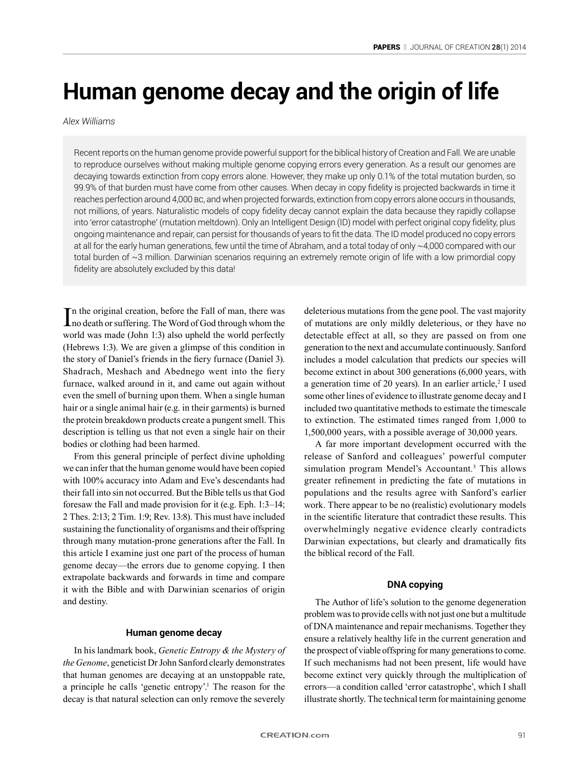# Human genome decay and the origin of life

*Alex Williams*

> Recent reports on the human genome provide powerful support for the biblical history of Creation and Fall. We are unable to reproduce ourselves without making multiple genome copying errors every generation. As a result our genomes are decaying towards extinction from copy errors alone. However, they make up only 0.1% of the total mutation burden, so 99.9% of that burden must have come from other causes. When decay in copy fidelity is projected backwards in time it reaches perfection around 4,000 BC, and when projected forwards, extinction from copy errors alone occurs in thousands, not millions, of years. Naturalistic models of copy fidelity decay cannot explain the data because they rapidly collapse into 'error catastrophe' (mutation meltdown). Only an Intelligent Design (ID) model with perfect original copy fidelity, plus ongoing maintenance and repair, can persist for thousands of years to fit the data. The ID model produced no copy errors at all for the early human generations, few until the time of Abraham, and a total today of only ~4,000 compared with our total burden of ~3 million. Darwinian scenarios requiring an extremely remote origin of life with a low primordial copy fidelity are absolutely excluded by this data!

In the original creation, before the Fall of man, there was no death or suffering. The Word of God through whom the world was made (John 1:3) also upheld the world perfectly (Hebrews 1:3). We are given a glimpse of this condition in the story of Daniel's friends in the fiery furnace (Daniel 3). Shadrach, Meshach and Abednego went into the fiery furnace, walked around in it, and came out again without even the smell of burning upon them. When a single human hair or a single animal hair (e.g. in their garments) is burned the protein breakdown products create a pungent smell. This description is telling us that not even a single hair on their bodies or clothing had been harmed.

From this general principle of perfect divine upholding we can infer that the human genome would have been copied with 100% accuracy into Adam and Eve's descendants had their fall into sin not occurred. But the Bible tells us that God foresaw the Fall and made provision for it (e.g. Eph. 1:3–14; 2 Thes. 2:13; 2 Tim. 1:9; Rev. 13:8). This must have included sustaining the functionality of organisms and their offspring through many mutation-prone generations after the Fall. In this article I examine just one part of the process of human genome decay—the errors due to genome copying. I then extrapolate backwards and forwards in time and compare it with the Bible and with Darwinian scenarios of origin and destiny.

### Human genome decay

In his landmark book, *Genetic Entropy & the Mystery of the Genome*, geneticist Dr John Sanford clearly demonstrates that human genomes are decaying at an unstoppable rate, a principle he calls 'genetic entropy'.[1] The reason for the decay is that natural selection can only remove the severely deleterious mutations from the gene pool. The vast majority of mutations are only mildly deleterious, or they have no detectable effect at all, so they are passed on from one generation to the next and accumulate continuously. Sanford includes a model calculation that predicts our species will become extinct in about 300 generations (6,000 years, with a generation time of 20 years). In an earlier article,[2] I used some other lines of evidence to illustrate genome decay and I included two quantitative methods to estimate the timescale to extinction. The estimated times ranged from 1,000 to 1,500,000 years, with a possible average of 30,000 years.

A far more important development occurred with the release of Sanford and colleagues' powerful computer simulation program Mendel's Accountant.[3] This allows greater refinement in predicting the fate of mutations in populations and the results agree with Sanford's earlier work. There appear to be no (realistic) evolutionary models in the scientific literature that contradict these results. This overwhelmingly negative evidence clearly contradicts Darwinian expectations, but clearly and dramatically fits the biblical record of the Fall.

### DNA copying

The Author of life's solution to the genome degeneration problem was to provide cells with not just one but a multitude of DNA maintenance and repair mechanisms. Together they ensure a relatively healthy life in the current generation and the prospect of viable offspring for many generations to come. If such mechanisms had not been present, life would have become extinct very quickly through the multiplication of errors—a condition called 'error catastrophe', which I shall illustrate shortly. The technical term for maintaining genome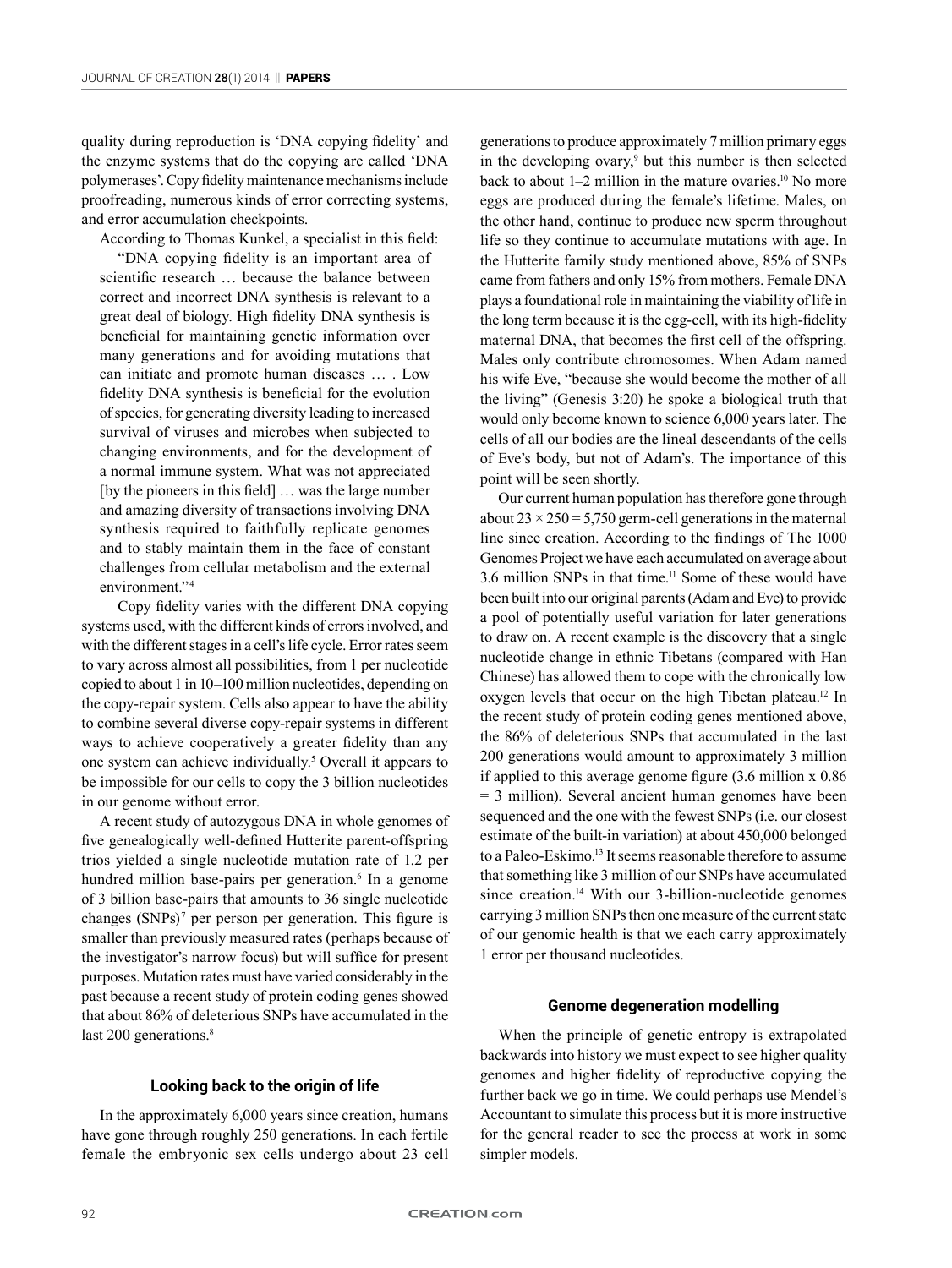quality during reproduction is 'DNA copying fidelity' and the enzyme systems that do the copying are called 'DNA polymerases'. Copy fidelity maintenance mechanisms include proofreading, numerous kinds of error correcting systems, and error accumulation checkpoints.

According to Thomas Kunkel, a specialist in this field:

> "DNA copying fidelity is an important area of scientific research … because the balance between correct and incorrect DNA synthesis is relevant to a great deal of biology. High fidelity DNA synthesis is beneficial for maintaining genetic information over many generations and for avoiding mutations that can initiate and promote human diseases … . Low fidelity DNA synthesis is beneficial for the evolution of species, for generating diversity leading to increased survival of viruses and microbes when subjected to changing environments, and for the development of a normal immune system. What was not appreciated [by the pioneers in this field] … was the large number and amazing diversity of transactions involving DNA synthesis required to faithfully replicate genomes and to stably maintain them in the face of constant challenges from cellular metabolism and the external environment."[4]

Copy fidelity varies with the different DNA copying systems used, with the different kinds of errors involved, and with the different stages in a cell's life cycle. Error rates seem to vary across almost all possibilities, from 1 per nucleotide copied to about 1 in 10–100 million nucleotides, depending on the copy-repair system. Cells also appear to have the ability to combine several diverse copy-repair systems in different ways to achieve cooperatively a greater fidelity than any one system can achieve individually.[5] Overall it appears to be impossible for our cells to copy the 3 billion nucleotides in our genome without error.

A recent study of autozygous DNA in whole genomes of five genealogically well-defined Hutterite parent-offspring trios yielded a single nucleotide mutation rate of 1.2 per hundred million base-pairs per generation.[6] In a genome of 3 billion base-pairs that amounts to 36 single nucleotide changes (SNPs)[7] per person per generation. This figure is smaller than previously measured rates (perhaps because of the investigator's narrow focus) but will suffice for present purposes. Mutation rates must have varied considerably in the past because a recent study of protein coding genes showed that about 86% of deleterious SNPs have accumulated in the last 200 generations.[8]

## Looking back to the origin of life

In the approximately 6,000 years since creation, humans have gone through roughly 250 generations. In each fertile female the embryonic sex cells undergo about 23 cell generations to produce approximately 7 million primary eggs in the developing ovary,[9] but this number is then selected back to about 1–2 million in the mature ovaries.[10] No more eggs are produced during the female's lifetime. Males, on the other hand, continue to produce new sperm throughout life so they continue to accumulate mutations with age. In the Hutterite family study mentioned above, 85% of SNPs came from fathers and only 15% from mothers. Female DNA plays a foundational role in maintaining the viability of life in the long term because it is the egg-cell, with its high-fidelity maternal DNA, that becomes the first cell of the offspring. Males only contribute chromosomes. When Adam named his wife Eve, "because she would become the mother of all the living" (Genesis 3:20) he spoke a biological truth that would only become known to science 6,000 years later. The cells of all our bodies are the lineal descendants of the cells of Eve's body, but not of Adam's. The importance of this point will be seen shortly.

Our current human population has therefore gone through about $23 \times 250 = 5{,}750$ germ-cell generations in the maternal line since creation. According to the findings of The 1000 Genomes Project we have each accumulated on average about 3.6 million SNPs in that time.[11] Some of these would have been built into our original parents (Adam and Eve) to provide a pool of potentially useful variation for later generations to draw on. A recent example is the discovery that a single nucleotide change in ethnic Tibetans (compared with Han Chinese) has allowed them to cope with the chronically low oxygen levels that occur on the high Tibetan plateau.[12] In the recent study of protein coding genes mentioned above, the 86% of deleterious SNPs that accumulated in the last 200 generations would amount to approximately 3 million if applied to this average genome figure (3.6 million x 0.86 = 3 million). Several ancient human genomes have been sequenced and the one with the fewest SNPs (i.e. our closest estimate of the built-in variation) at about 450,000 belonged to a Paleo-Eskimo.[13] It seems reasonable therefore to assume that something like 3 million of our SNPs have accumulated since creation.[14] With our 3-billion-nucleotide genomes carrying 3 million SNPs then one measure of the current state of our genomic health is that we each carry approximately 1 error per thousand nucleotides.

## Genome degeneration modelling

When the principle of genetic entropy is extrapolated backwards into history we must expect to see higher quality genomes and higher fidelity of reproductive copying the further back we go in time. We could perhaps use Mendel's Accountant to simulate this process but it is more instructive for the general reader to see the process at work in some simpler models.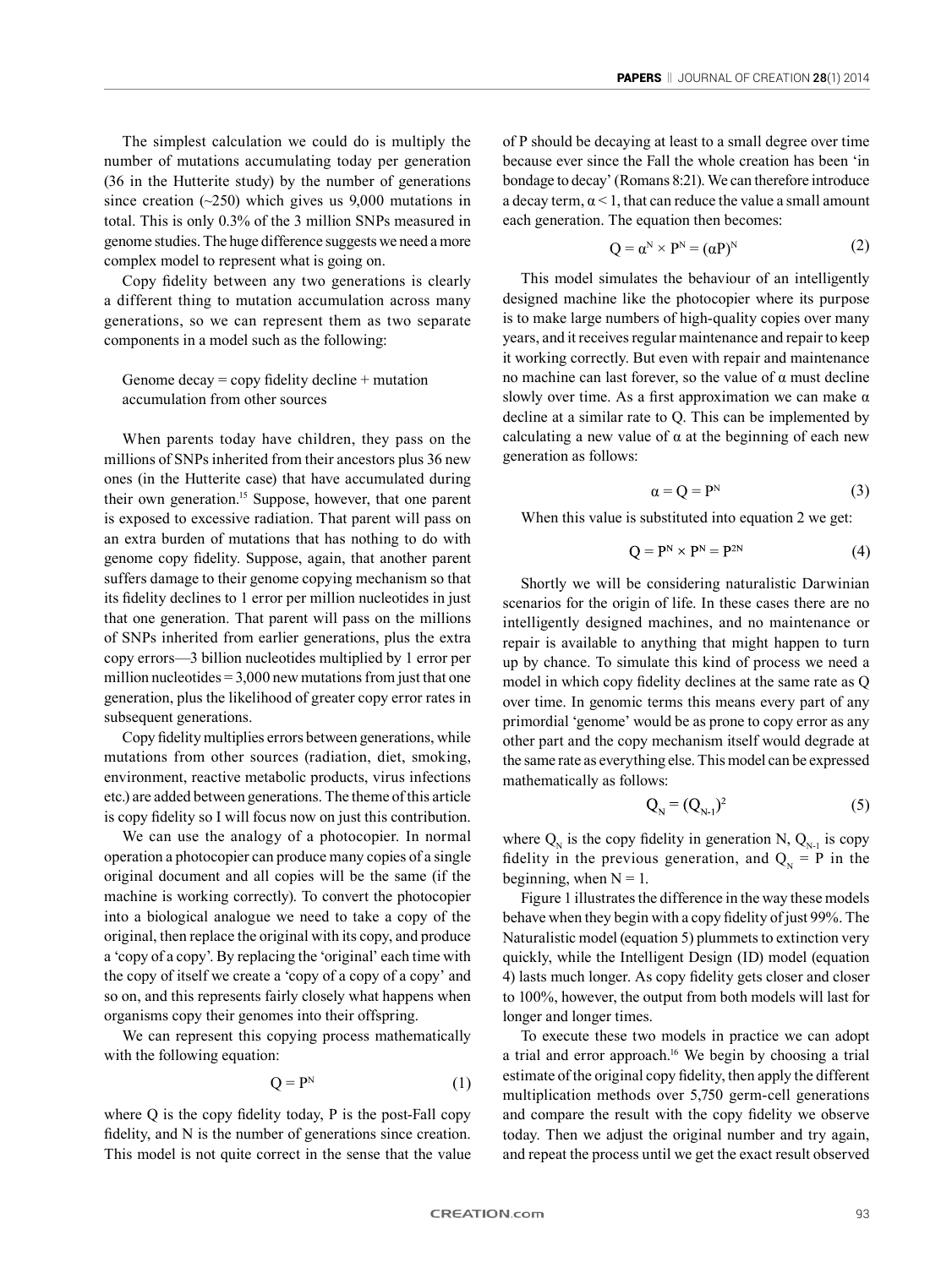The simplest calculation we could do is multiply the number of mutations accumulating today per generation (36 in the Hutterite study) by the number of generations since creation (~250) which gives us 9,000 mutations in total. This is only 0.3% of the 3 million SNPs measured in genome studies. The huge difference suggests we need a more complex model to represent what is going on.

Copy fidelity between any two generations is clearly a different thing to mutation accumulation across many generations, so we can represent them as two separate components in a model such as the following:

> Genome decay = copy fidelity decline + mutation accumulation from other sources

When parents today have children, they pass on the millions of SNPs inherited from their ancestors plus 36 new ones (in the Hutterite case) that have accumulated during their own generation.[15] Suppose, however, that one parent is exposed to excessive radiation. That parent will pass on an extra burden of mutations that has nothing to do with genome copy fidelity. Suppose, again, that another parent suffers damage to their genome copying mechanism so that its fidelity declines to 1 error per million nucleotides in just that one generation. That parent will pass on the millions of SNPs inherited from earlier generations, plus the extra copy errors—3 billion nucleotides multiplied by 1 error per million nucleotides = 3,000 new mutations from just that one generation, plus the likelihood of greater copy error rates in subsequent generations.

Copy fidelity multiplies errors between generations, while mutations from other sources (radiation, diet, smoking, environment, reactive metabolic products, virus infections etc.) are added between generations. The theme of this article is copy fidelity so I will focus now on just this contribution.

We can use the analogy of a photocopier. In normal operation a photocopier can produce many copies of a single original document and all copies will be the same (if the machine is working correctly). To convert the photocopier into a biological analogue we need to take a copy of the original, then replace the original with its copy, and produce a 'copy of a copy'. By replacing the 'original' each time with the copy of itself we create a 'copy of a copy of a copy' and so on, and this represents fairly closely what happens when organisms copy their genomes into their offspring.

We can represent this copying process mathematically with the following equation:

$$Q = P^N \tag{1}$$

where Q is the copy fidelity today, P is the post-Fall copy fidelity, and N is the number of generations since creation. This model is not quite correct in the sense that the value of P should be decaying at least to a small degree over time because ever since the Fall the whole creation has been 'in bondage to decay' (Romans 8:21). We can therefore introduce a decay term, $\alpha < 1$, that can reduce the value a small amount each generation. The equation then becomes:

$$Q = \alpha^N \times P^N = (\alpha P)^N \tag{2}$$

This model simulates the behaviour of an intelligently designed machine like the photocopier where its purpose is to make large numbers of high-quality copies over many years, and it receives regular maintenance and repair to keep it working correctly. But even with repair and maintenance no machine can last forever, so the value of α must decline slowly over time. As a first approximation we can make α decline at a similar rate to Q. This can be implemented by calculating a new value of α at the beginning of each new generation as follows:

$$\alpha = Q = P^N \tag{3}$$

When this value is substituted into equation 2 we get:

$$Q = P^N \times P^N = P^{2N} \tag{4}$$

Shortly we will be considering naturalistic Darwinian scenarios for the origin of life. In these cases there are no intelligently designed machines, and no maintenance or repair is available to anything that might happen to turn up by chance. To simulate this kind of process we need a model in which copy fidelity declines at the same rate as Q over time. In genomic terms this means every part of any primordial 'genome' would be as prone to copy error as any other part and the copy mechanism itself would degrade at the same rate as everything else. This model can be expressed mathematically as follows:

$$Q_N = (Q_{N-1})^2 \tag{5}$$

where $Q_N$ is the copy fidelity in generation N, $Q_{N-1}$ is copy fidelity in the previous generation, and $Q_N = P$ in the beginning, when N = 1.

Figure 1 illustrates the difference in the way these models behave when they begin with a copy fidelity of just 99%. The Naturalistic model (equation 5) plummets to extinction very quickly, while the Intelligent Design (ID) model (equation 4) lasts much longer. As copy fidelity gets closer and closer to 100%, however, the output from both models will last for longer and longer times.

To execute these two models in practice we can adopt a trial and error approach.[16] We begin by choosing a trial estimate of the original copy fidelity, then apply the different multiplication methods over 5,750 germ-cell generations and compare the result with the copy fidelity we observe today. Then we adjust the original number and try again, and repeat the process until we get the exact result observed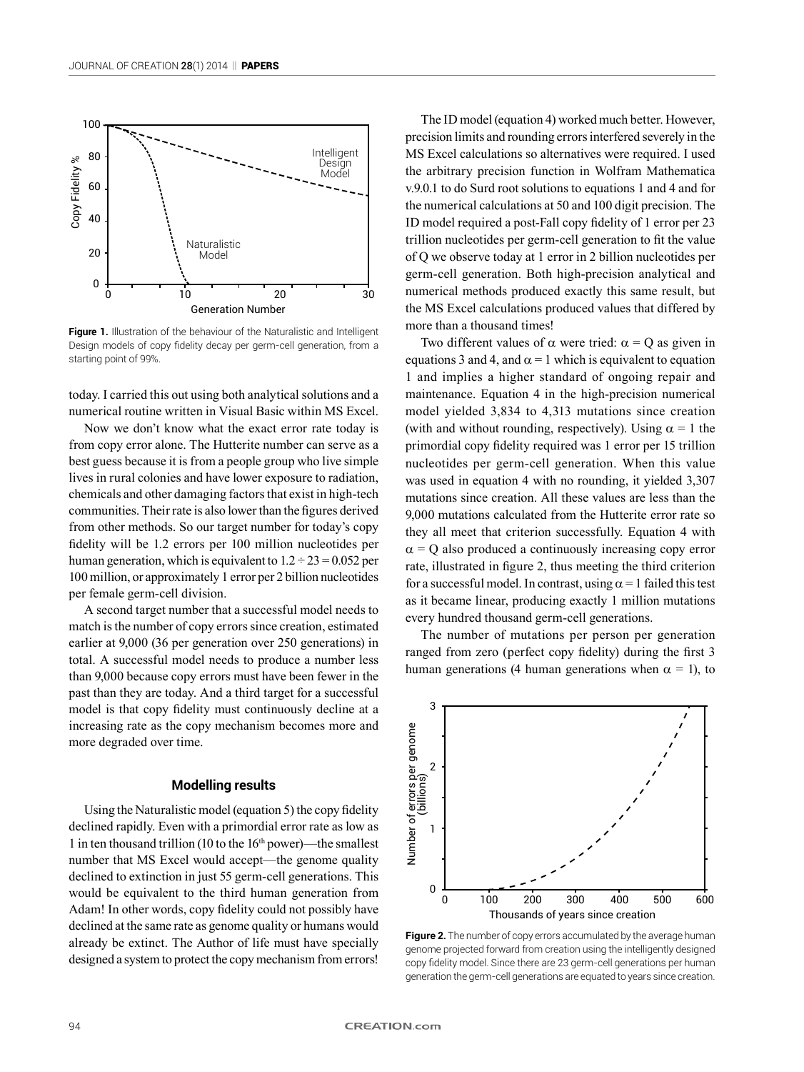Figure 1. Illustration of the behaviour of the Naturalistic and Intelligent Design models of copy fidelity decay per germ-cell generation, from a starting point of 99%.

today. I carried this out using both analytical solutions and a numerical routine written in Visual Basic within MS Excel.

Now we don't know what the exact error rate today is from copy error alone. The Hutterite number can serve as a best guess because it is from a people group who live simple lives in rural colonies and have lower exposure to radiation, chemicals and other damaging factors that exist in high-tech communities. Their rate is also lower than the figures derived from other methods. So our target number for today's copy fidelity will be 1.2 errors per 100 million nucleotides per human generation, which is equivalent to $1.2 \div 23 = 0.052$ per 100 million, or approximately 1 error per 2 billion nucleotides per female germ-cell division.

A second target number that a successful model needs to match is the number of copy errors since creation, estimated earlier at 9,000 (36 per generation over 250 generations) in total. A successful model needs to produce a number less than 9,000 because copy errors must have been fewer in the past than they are today. And a third target for a successful model is that copy fidelity must continuously decline at a increasing rate as the copy mechanism becomes more and more degraded over time.

## Modelling results

Using the Naturalistic model (equation 5) the copy fidelity declined rapidly. Even with a primordial error rate as low as 1 in ten thousand trillion (10 to the $16^{th}$ power)—the smallest number that MS Excel would accept—the genome quality declined to extinction in just 55 germ-cell generations. This would be equivalent to the third human generation from Adam! In other words, copy fidelity could not possibly have declined at the same rate as genome quality or humans would already be extinct. The Author of life must have specially designed a system to protect the copy mechanism from errors!

The ID model (equation 4) worked much better. However, precision limits and rounding errors interfered severely in the MS Excel calculations so alternatives were required. I used the arbitrary precision function in Wolfram Mathematica v.9.0.1 to do Surd root solutions to equations 1 and 4 and for the numerical calculations at 50 and 100 digit precision. The ID model required a post-Fall copy fidelity of 1 error per 23 trillion nucleotides per germ-cell generation to fit the value of Q we observe today at 1 error in 2 billion nucleotides per germ-cell generation. Both high-precision analytical and numerical methods produced exactly this same result, but the MS Excel calculations produced values that differed by more than a thousand times!

Two different values of $\alpha$ were tried: $\alpha = Q$ as given in equations 3 and 4, and $\alpha = 1$ which is equivalent to equation 1 and implies a higher standard of ongoing repair and maintenance. Equation 4 in the high-precision numerical model yielded 3,834 to 4,313 mutations since creation (with and without rounding, respectively). Using $\alpha = 1$ the primordial copy fidelity required was 1 error per 15 trillion nucleotides per germ-cell generation. When this value was used in equation 4 with no rounding, it yielded 3,307 mutations since creation. All these values are less than the 9,000 mutations calculated from the Hutterite error rate so they all meet that criterion successfully. Equation 4 with $\alpha = Q$ also produced a continuously increasing copy error rate, illustrated in figure 2, thus meeting the third criterion for a successful model. In contrast, using $\alpha = 1$ failed this test as it became linear, producing exactly 1 million mutations every hundred thousand germ-cell generations.

The number of mutations per person per generation ranged from zero (perfect copy fidelity) during the first 3 human generations (4 human generations when $\alpha = 1$), to

Figure 2. The number of copy errors accumulated by the average human genome projected forward from creation using the intelligently designed copy fidelity model. Since there are 23 germ-cell generations per human generation the germ-cell generations are equated to years since creation.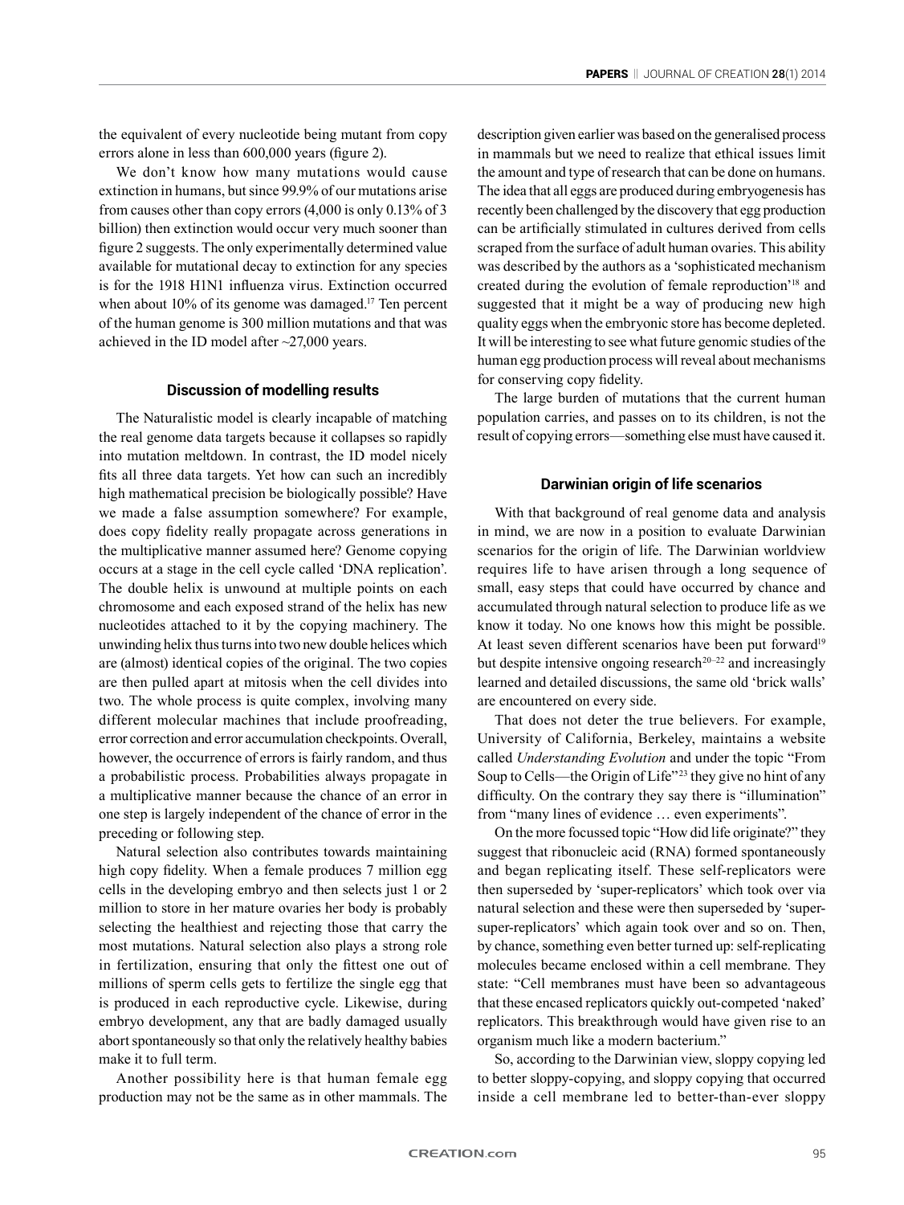the equivalent of every nucleotide being mutant from copy errors alone in less than 600,000 years (figure 2).

We don't know how many mutations would cause extinction in humans, but since 99.9% of our mutations arise from causes other than copy errors (4,000 is only 0.13% of 3 billion) then extinction would occur very much sooner than figure 2 suggests. The only experimentally determined value available for mutational decay to extinction for any species is for the 1918 H1N1 influenza virus. Extinction occurred when about 10% of its genome was damaged.[17] Ten percent of the human genome is 300 million mutations and that was achieved in the ID model after ~27,000 years.

## Discussion of modelling results

The Naturalistic model is clearly incapable of matching the real genome data targets because it collapses so rapidly into mutation meltdown. In contrast, the ID model nicely fits all three data targets. Yet how can such an incredibly high mathematical precision be biologically possible? Have we made a false assumption somewhere? For example, does copy fidelity really propagate across generations in the multiplicative manner assumed here? Genome copying occurs at a stage in the cell cycle called 'DNA replication'. The double helix is unwound at multiple points on each chromosome and each exposed strand of the helix has new nucleotides attached to it by the copying machinery. The unwinding helix thus turns into two new double helices which are (almost) identical copies of the original. The two copies are then pulled apart at mitosis when the cell divides into two. The whole process is quite complex, involving many different molecular machines that include proofreading, error correction and error accumulation checkpoints. Overall, however, the occurrence of errors is fairly random, and thus a probabilistic process. Probabilities always propagate in a multiplicative manner because the chance of an error in one step is largely independent of the chance of error in the preceding or following step.

Natural selection also contributes towards maintaining high copy fidelity. When a female produces 7 million egg cells in the developing embryo and then selects just 1 or 2 million to store in her mature ovaries her body is probably selecting the healthiest and rejecting those that carry the most mutations. Natural selection also plays a strong role in fertilization, ensuring that only the fittest one out of millions of sperm cells gets to fertilize the single egg that is produced in each reproductive cycle. Likewise, during embryo development, any that are badly damaged usually abort spontaneously so that only the relatively healthy babies make it to full term.

Another possibility here is that human female egg production may not be the same as in other mammals. The description given earlier was based on the generalised process in mammals but we need to realize that ethical issues limit the amount and type of research that can be done on humans. The idea that all eggs are produced during embryogenesis has recently been challenged by the discovery that egg production can be artificially stimulated in cultures derived from cells scraped from the surface of adult human ovaries. This ability was described by the authors as a 'sophisticated mechanism created during the evolution of female reproduction'[18] and suggested that it might be a way of producing new high quality eggs when the embryonic store has become depleted. It will be interesting to see what future genomic studies of the human egg production process will reveal about mechanisms for conserving copy fidelity.

The large burden of mutations that the current human population carries, and passes on to its children, is not the result of copying errors—something else must have caused it.

## Darwinian origin of life scenarios

With that background of real genome data and analysis in mind, we are now in a position to evaluate Darwinian scenarios for the origin of life. The Darwinian worldview requires life to have arisen through a long sequence of small, easy steps that could have occurred by chance and accumulated through natural selection to produce life as we know it today. No one knows how this might be possible. At least seven different scenarios have been put forward[19] but despite intensive ongoing research[20–22] and increasingly learned and detailed discussions, the same old 'brick walls' are encountered on every side.

That does not deter the true believers. For example, University of California, Berkeley, maintains a website called *Understanding Evolution* and under the topic "From Soup to Cells—the Origin of Life"[23] they give no hint of any difficulty. On the contrary they say there is "illumination" from "many lines of evidence … even experiments".

On the more focussed topic "How did life originate?" they suggest that ribonucleic acid (RNA) formed spontaneously and began replicating itself. These self-replicators were then superseded by 'super-replicators' which took over via natural selection and these were then superseded by 'super-super-replicators' which again took over and so on. Then, by chance, something even better turned up: self-replicating molecules became enclosed within a cell membrane. They state: "Cell membranes must have been so advantageous that these encased replicators quickly out-competed 'naked' replicators. This breakthrough would have given rise to an organism much like a modern bacterium."

So, according to the Darwinian view, sloppy copying led to better sloppy-copying, and sloppy copying that occurred inside a cell membrane led to better-than-ever sloppy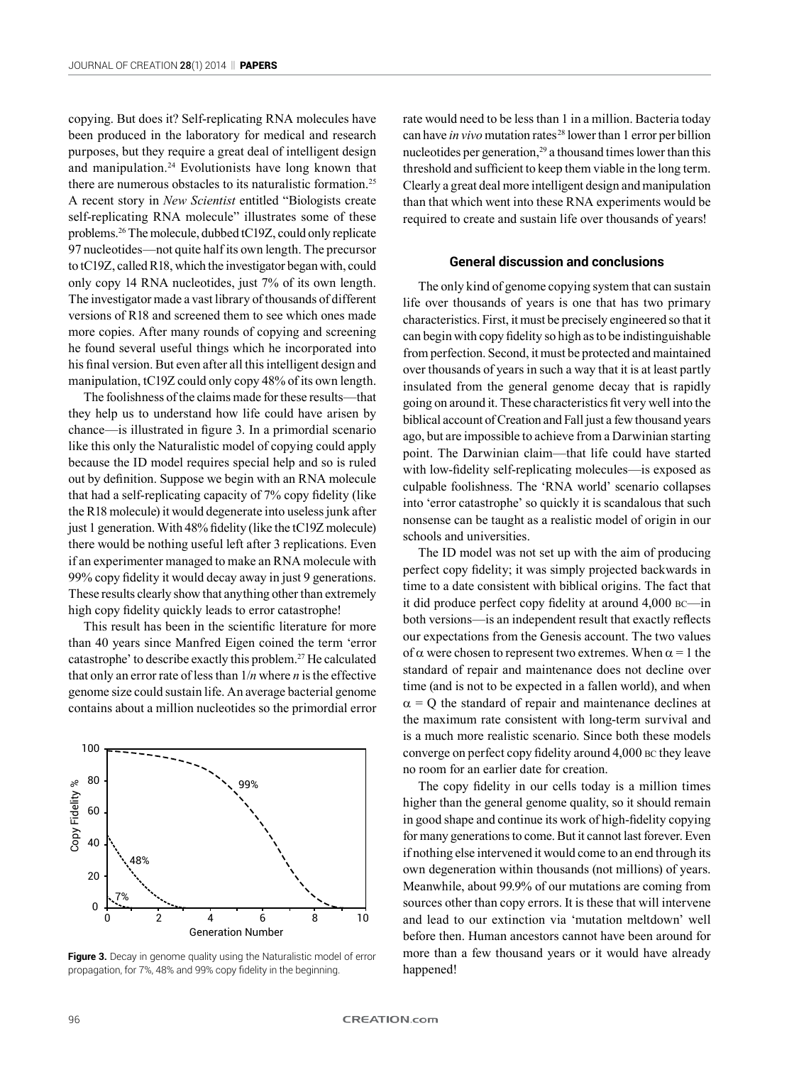copying. But does it? Self-replicating RNA molecules have been produced in the laboratory for medical and research purposes, but they require a great deal of intelligent design and manipulation.[24] Evolutionists have long known that there are numerous obstacles to its naturalistic formation.[25] A recent story in *New Scientist* entitled "Biologists create self-replicating RNA molecule" illustrates some of these problems.[26] The molecule, dubbed tC19Z, could only replicate 97 nucleotides—not quite half its own length. The precursor to tC19Z, called R18, which the investigator began with, could only copy 14 RNA nucleotides, just 7% of its own length. The investigator made a vast library of thousands of different versions of R18 and screened them to see which ones made more copies. After many rounds of copying and screening he found several useful things which he incorporated into his final version. But even after all this intelligent design and manipulation, tC19Z could only copy 48% of its own length.

The foolishness of the claims made for these results—that they help us to understand how life could have arisen by chance—is illustrated in figure 3. In a primordial scenario like this only the Naturalistic model of copying could apply because the ID model requires special help and so is ruled out by definition. Suppose we begin with an RNA molecule that had a self-replicating capacity of 7% copy fidelity (like the R18 molecule) it would degenerate into useless junk after just 1 generation. With 48% fidelity (like the tC19Z molecule) there would be nothing useful left after 3 replications. Even if an experimenter managed to make an RNA molecule with 99% copy fidelity it would decay away in just 9 generations. These results clearly show that anything other than extremely high copy fidelity quickly leads to error catastrophe!

This result has been in the scientific literature for more than 40 years since Manfred Eigen coined the term 'error catastrophe' to describe exactly this problem.[27] He calculated that only an error rate of less than $1/n$ where $n$ is the effective genome size could sustain life. An average bacterial genome contains about a million nucleotides so the primordial error rate would need to be less than 1 in a million. Bacteria today can have *in vivo* mutation rates[28] lower than 1 error per billion nucleotides per generation,[29] a thousand times lower than this threshold and sufficient to keep them viable in the long term. Clearly a great deal more intelligent design and manipulation than that which went into these RNA experiments would be required to create and sustain life over thousands of years!

**Figure 3.** Decay in genome quality using the Naturalistic model of error propagation, for 7%, 48% and 99% copy fidelity in the beginning.

## General discussion and conclusions

The only kind of genome copying system that can sustain life over thousands of years is one that has two primary characteristics. First, it must be precisely engineered so that it can begin with copy fidelity so high as to be indistinguishable from perfection. Second, it must be protected and maintained over thousands of years in such a way that it is at least partly insulated from the general genome decay that is rapidly going on around it. These characteristics fit very well into the biblical account of Creation and Fall just a few thousand years ago, but are impossible to achieve from a Darwinian starting point. The Darwinian claim—that life could have started with low-fidelity self-replicating molecules—is exposed as culpable foolishness. The 'RNA world' scenario collapses into 'error catastrophe' so quickly it is scandalous that such nonsense can be taught as a realistic model of origin in our schools and universities.

The ID model was not set up with the aim of producing perfect copy fidelity; it was simply projected backwards in time to a date consistent with biblical origins. The fact that it did produce perfect copy fidelity at around 4,000 BC—in both versions—is an independent result that exactly reflects our expectations from the Genesis account. The two values of $\alpha$ were chosen to represent two extremes. When $\alpha = 1$ the standard of repair and maintenance does not decline over time (and is not to be expected in a fallen world), and when $\alpha = Q$ the standard of repair and maintenance declines at the maximum rate consistent with long-term survival and is a much more realistic scenario. Since both these models converge on perfect copy fidelity around 4,000 BC they leave no room for an earlier date for creation.

The copy fidelity in our cells today is a million times higher than the general genome quality, so it should remain in good shape and continue its work of high-fidelity copying for many generations to come. But it cannot last forever. Even if nothing else intervened it would come to an end through its own degeneration within thousands (not millions) of years. Meanwhile, about 99.9% of our mutations are coming from sources other than copy errors. It is these that will intervene and lead to our extinction via 'mutation meltdown' well before then. Human ancestors cannot have been around for more than a few thousand years or it would have already happened!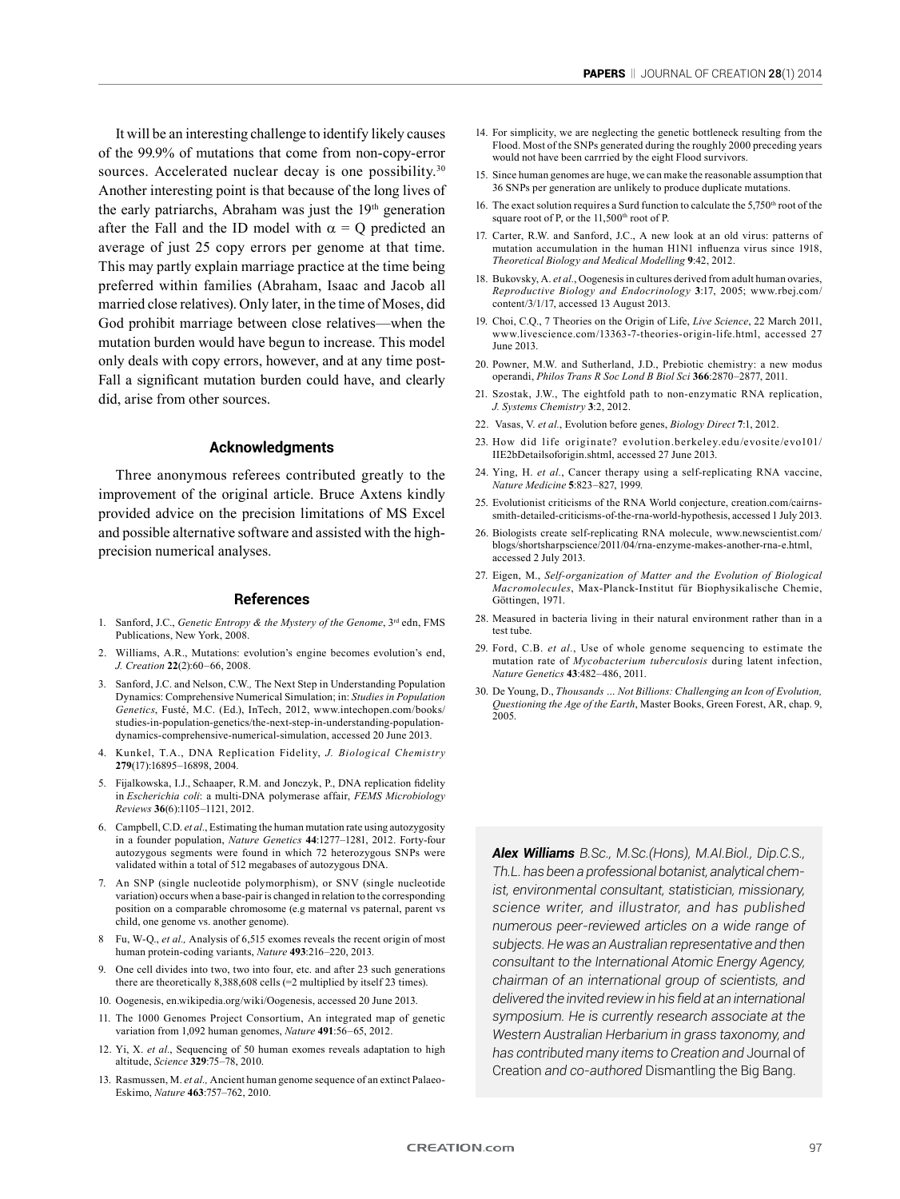It will be an interesting challenge to identify likely causes of the 99.9% of mutations that come from non-copy-error sources. Accelerated nuclear decay is one possibility.[30] Another interesting point is that because of the long lives of the early patriarchs, Abraham was just the 19th generation after the Fall and the ID model with $\alpha = Q$ predicted an average of just 25 copy errors per genome at that time. This may partly explain marriage practice at the time being preferred within families (Abraham, Isaac and Jacob all married close relatives). Only later, in the time of Moses, did God prohibit marriage between close relatives—when the mutation burden would have begun to increase. This model only deals with copy errors, however, and at any time post-Fall a significant mutation burden could have, and clearly did, arise from other sources.

## Acknowledgments

Three anonymous referees contributed greatly to the improvement of the original article. Bruce Axtens kindly provided advice on the precision limitations of MS Excel and possible alternative software and assisted with the high-precision numerical analyses.

## References

1. Sanford, J.C., *Genetic Entropy & the Mystery of the Genome*, 3rd edn, FMS Publications, New York, 2008.
2. Williams, A.R., Mutations: evolution's engine becomes evolution's end, *J. Creation* **22**(2):60–66, 2008.
3. Sanford, J.C. and Nelson, C.W., The Next Step in Understanding Population Dynamics: Comprehensive Numerical Simulation; in: *Studies in Population Genetics*, Fusté, M.C. (Ed.), InTech, 2012, www.intechopen.com/books/studies-in-population-genetics/the-next-step-in-understanding-population-dynamics-comprehensive-numerical-simulation, accessed 20 June 2013.
4. Kunkel, T.A., DNA Replication Fidelity, *J. Biological Chemistry* **279**(17):16895–16898, 2004.
5. Fijalkowska, I.J., Schaaper, R.M. and Jonczyk, P., DNA replication fidelity in *Escherichia coli*: a multi-DNA polymerase affair, *FEMS Microbiology Reviews* **36**(6):1105–1121, 2012.
6. Campbell, C.D. *et al.*, Estimating the human mutation rate using autozygosity in a founder population, *Nature Genetics* **44**:1277–1281, 2012. Forty-four autozygous segments were found in which 72 heterozygous SNPs were validated within a total of 512 megabases of autozygous DNA.
7. An SNP (single nucleotide polymorphism), or SNV (single nucleotide variation) occurs when a base-pair is changed in relation to the corresponding position on a comparable chromosome (e.g maternal vs paternal, parent vs child, one genome vs. another genome).
8. Fu, W-Q., *et al.,* Analysis of 6,515 exomes reveals the recent origin of most human protein-coding variants, *Nature* **493**:216–220, 2013.
9. One cell divides into two, two into four, etc. and after 23 such generations there are theoretically 8,388,608 cells (=2 multiplied by itself 23 times).
10. Oogenesis, en.wikipedia.org/wiki/Oogenesis, accessed 20 June 2013.
11. The 1000 Genomes Project Consortium, An integrated map of genetic variation from 1,092 human genomes, *Nature* **491**:56–65, 2012.
12. Yi, X. *et al.*, Sequencing of 50 human exomes reveals adaptation to high altitude, *Science* **329**:75–78, 2010.
13. Rasmussen, M. *et al.,* Ancient human genome sequence of an extinct Palaeo-Eskimo, *Nature* **463**:757–762, 2010.
14. For simplicity, we are neglecting the genetic bottleneck resulting from the Flood. Most of the SNPs generated during the roughly 2000 preceding years would not have been carrried by the eight Flood survivors.
15. Since human genomes are huge, we can make the reasonable assumption that 36 SNPs per generation are unlikely to produce duplicate mutations.
16. The exact solution requires a Surd function to calculate the 5,750th root of the square root of P, or the 11,500th root of P.
17. Carter, R.W. and Sanford, J.C., A new look at an old virus: patterns of mutation accumulation in the human H1N1 influenza virus since 1918, *Theoretical Biology and Medical Modelling* **9**:42, 2012.
18. Bukovsky, A. *et al.*, Oogenesis in cultures derived from adult human ovaries, *Reproductive Biology and Endocrinology* **3**:17, 2005; www.rbej.com/content/3/1/17, accessed 13 August 2013.
19. Choi, C.Q., 7 Theories on the Origin of Life, *Live Science*, 22 March 2011, www.livescience.com/13363-7-theories-origin-life.html, accessed 27 June 2013.
20. Powner, M.W. and Sutherland, J.D., Prebiotic chemistry: a new modus operandi, *Philos Trans R Soc Lond B Biol Sci* **366**:2870–2877, 2011.
21. Szostak, J.W., The eightfold path to non-enzymatic RNA replication, *J. Systems Chemistry* **3**:2, 2012.
22. Vasas, V. *et al.*, Evolution before genes, *Biology Direct* **7**:1, 2012.
23. How did life originate? evolution.berkeley.edu/evosite/evo101/IIE2bDetailsoforigin.shtml, accessed 27 June 2013.
24. Ying, H. *et al.*, Cancer therapy using a self-replicating RNA vaccine, *Nature Medicine* **5**:823–827, 1999.
25. Evolutionist criticisms of the RNA World conjecture, creation.com/cairns-smith-detailed-criticisms-of-the-rna-world-hypothesis, accessed 1 July 2013.
26. Biologists create self-replicating RNA molecule, www.newscientist.com/blogs/shortsharpscience/2011/04/rna-enzyme-makes-another-rna-e.html, accessed 2 July 2013.
27. Eigen, M., *Self-organization of Matter and the Evolution of Biological Macromolecules*, Max-Planck-Institut für Biophysikalische Chemie, Göttingen, 1971.
28. Measured in bacteria living in their natural environment rather than in a test tube.
29. Ford, C.B. *et al.*, Use of whole genome sequencing to estimate the mutation rate of *Mycobacterium tuberculosis* during latent infection, *Nature Genetics* **43**:482–486, 2011.
30. De Young, D., *Thousands … Not Billions: Challenging an Icon of Evolution, Questioning the Age of the Earth*, Master Books, Green Forest, AR, chap. 9, 2005.

***Alex Williams*** *B.Sc., M.Sc.(Hons), M.AI.Biol., Dip.C.S., Th.L. has been a professional botanist, analytical chemist, environmental consultant, statistician, missionary, science writer, and illustrator, and has published numerous peer-reviewed articles on a wide range of subjects. He was an Australian representative and then consultant to the International Atomic Energy Agency, chairman of an international group of scientists, and delivered the invited review in his field at an international symposium. He is currently research associate at the Western Australian Herbarium in grass taxonomy, and has contributed many items to Creation and* Journal of Creation *and co-authored* Dismantling the Big Bang.